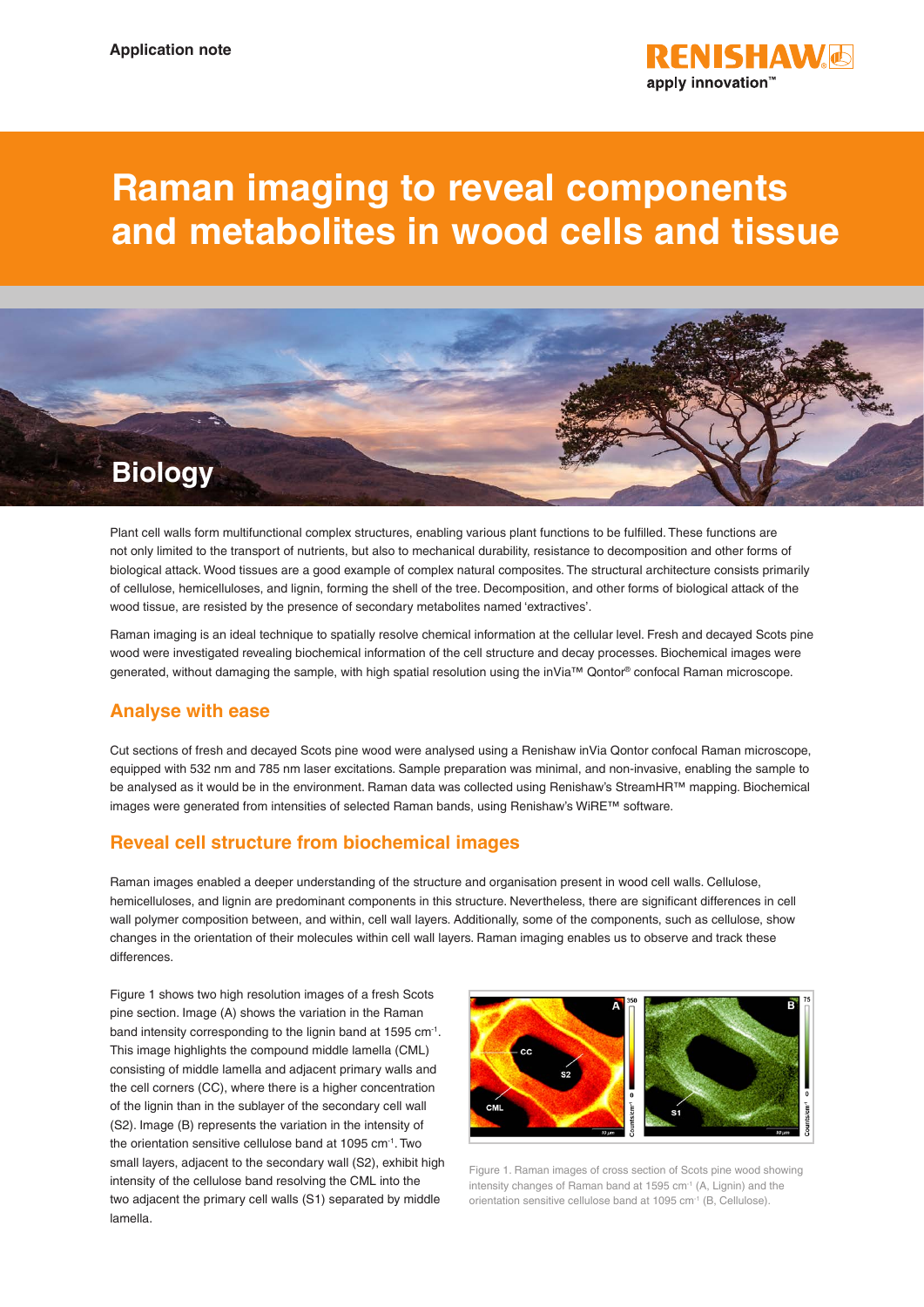Application note

# Raman imaging to reveal components and metabolites in wood cells and tissue

Biology

Plant cell walls form multifunctional complex structures, enabling various plant functions to be fulfilled. These functions are not only limited to the transport of nutrients, but also to mechanical durability, resistance to decomposition and other forms of biological attack. Wood tissues are a good example of complex natural composites. The structural architecture consists primarily of cellulose, hemicelluloses, and lignin, forming the shell of the tree. Decomposition, and other forms of biological attack of the wood tissue, are resisted by the presence of secondary metabolites named 'extractives'.

Raman imaging is an ideal technique to spatially resolve chemical information at the cellular level. Fresh and decayed Scots pine wood were investigated revealing biochemical information of the cell structure and decay processes. Biochemical images were generated, without damaging the sample, with high spatial resolution using the inVia™ Qontor® confocal Raman microscope.

## Analyse with ease

Cut sections of fresh and decayed Scots pine wood were analysed using a Renishaw inVia Qontor confocal Raman microscope, equipped with 532 nm and 785 nm laser excitations. Sample preparation was minimal, and non-invasive, enabling the sample to be analysed as it would be in the environment. Raman data was collected using Renishaw's StreamHR™ mapping. Biochemical images were generated from intensities of selected Raman bands, using Renishaw's WiRE™ software.

## Reveal cell structure from biochemical images

Raman images enabled a deeper understanding of the structure and organisation present in wood cell walls. Cellulose, hemicelluloses, and lignin are predominant components in this structure. Nevertheless, there are significant differences in cell wall polymer composition between, and within, cell wall layers. Additionally, some of the components, such as cellulose, show changes in the orientation of their molecules within cell wall layers. Raman imaging enables us to observe and track these differences.

Figure 1 shows two high resolution images of a fresh Scots pine section. Image (A) shows the variation in the Raman band intensity corresponding to the lignin band at 1595 $cm^{-1}$. This image highlights the compound middle lamella (CML) consisting of middle lamella and adjacent primary walls and the cell corners (CC), where there is a higher concentration of the lignin than in the sublayer of the secondary cell wall (S2). Image (B) represents the variation in the intensity of the orientation sensitive cellulose band at 1095 $cm^{-1}$. Two small layers, adjacent to the secondary wall (S2), exhibit high intensity of the cellulose band resolving the CML into the two adjacent the primary cell walls (S1) separated by middle lamella.

Figure 1. Raman images of cross section of Scots pine wood showing intensity changes of Raman band at 1595 $cm^{-1}$ (A, Lignin) and the orientation sensitive cellulose band at 1095 $cm^{-1}$ (B, Cellulose).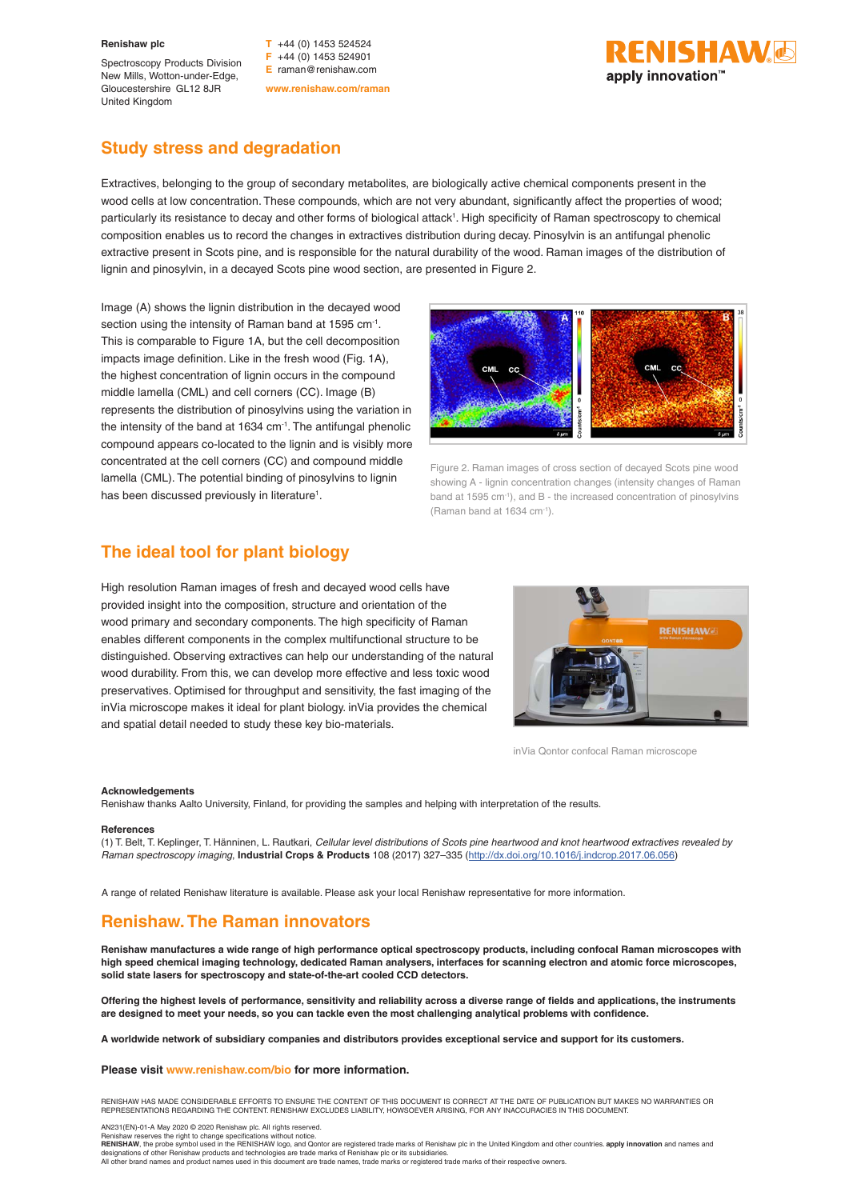Renishaw plc

Spectroscopy Products Division
New Mills, Wotton-under-Edge,
Gloucestershire GL12 8JR
United Kingdom

**T** +44 (0) 1453 524524
**F** +44 (0) 1453 524901
**E** raman@renishaw.com

www.renishaw.com/raman

## Study stress and degradation

Extractives, belonging to the group of secondary metabolites, are biologically active chemical components present in the wood cells at low concentration. These compounds, which are not very abundant, significantly affect the properties of wood; particularly its resistance to decay and other forms of biological attack[1]. High specificity of Raman spectroscopy to chemical composition enables us to record the changes in extractives distribution during decay. Pinosylvin is an antifungal phenolic extractive present in Scots pine, and is responsible for the natural durability of the wood. Raman images of the distribution of lignin and pinosylvin, in a decayed Scots pine wood section, are presented in Figure 2.

Image (A) shows the lignin distribution in the decayed wood section using the intensity of Raman band at 1595 $cm^{-1}$. This is comparable to Figure 1A, but the cell decomposition impacts image definition. Like in the fresh wood (Fig. 1A), the highest concentration of lignin occurs in the compound middle lamella (CML) and cell corners (CC). Image (B) represents the distribution of pinosylvins using the variation in the intensity of the band at 1634 $cm^{-1}$. The antifungal phenolic compound appears co-located to the lignin and is visibly more concentrated at the cell corners (CC) and compound middle lamella (CML). The potential binding of pinosylvins to lignin has been discussed previously in literature[1].

Figure 2. Raman images of cross section of decayed Scots pine wood showing A - lignin concentration changes (intensity changes of Raman band at 1595 $cm^{-1}$), and B - the increased concentration of pinosylvins (Raman band at 1634 $cm^{-1}$).

## The ideal tool for plant biology

High resolution Raman images of fresh and decayed wood cells have provided insight into the composition, structure and orientation of the wood primary and secondary components. The high specificity of Raman enables different components in the complex multifunctional structure to be distinguished. Observing extractives can help our understanding of the natural wood durability. From this, we can develop more effective and less toxic wood preservatives. Optimised for throughput and sensitivity, the fast imaging of the inVia microscope makes it ideal for plant biology. inVia provides the chemical and spatial detail needed to study these key bio-materials.

inVia Qontor confocal Raman microscope

**Acknowledgements**

Renishaw thanks Aalto University, Finland, for providing the samples and helping with interpretation of the results.

**References**

(1) T. Belt, T. Keplinger, T. Hänninen, L. Rautkari, *Cellular level distributions of Scots pine heartwood and knot heartwood extractives revealed by Raman spectroscopy imaging*, **Industrial Crops & Products** 108 (2017) 327–335 (http://dx.doi.org/10.1016/j.indcrop.2017.06.056)

A range of related Renishaw literature is available. Please ask your local Renishaw representative for more information.

## Renishaw. The Raman innovators

**Renishaw manufactures a wide range of high performance optical spectroscopy products, including confocal Raman microscopes with high speed chemical imaging technology, dedicated Raman analysers, interfaces for scanning electron and atomic force microscopes, solid state lasers for spectroscopy and state-of-the-art cooled CCD detectors.**

**Offering the highest levels of performance, sensitivity and reliability across a diverse range of fields and applications, the instruments are designed to meet your needs, so you can tackle even the most challenging analytical problems with confidence.**

**A worldwide network of subsidiary companies and distributors provides exceptional service and support for its customers.**

**Please visit www.renishaw.com/bio for more information.**

RENISHAW HAS MADE CONSIDERABLE EFFORTS TO ENSURE THE CONTENT OF THIS DOCUMENT IS CORRECT AT THE DATE OF PUBLICATION BUT MAKES NO WARRANTIES OR REPRESENTATIONS REGARDING THE CONTENT. RENISHAW EXCLUDES LIABILITY, HOWSOEVER ARISING, FOR ANY INACCURACIES IN THIS DOCUMENT.

AN231(EN)-01-A May 2020 © 2020 Renishaw plc. All rights reserved.
Renishaw reserves the right to change specifications without notice.
**RENISHAW**, the probe symbol used in the RENISHAW logo, and Qontor are registered trade marks of Renishaw plc in the United Kingdom and other countries. **apply innovation** and names and designations of other Renishaw products and technologies are trade marks of Renishaw plc or its subsidiaries.
All other brand names and product names used in this document are trade names, trade marks or registered trade marks of their respective owners.